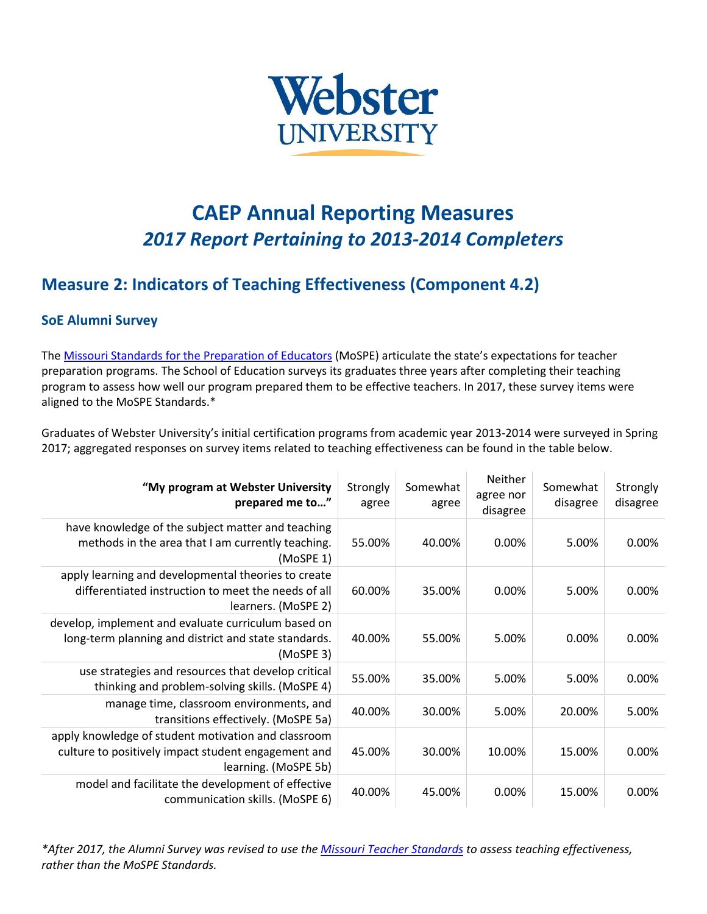Webster UNIVERSITY

# CAEP Annual Reporting Measures
## *2017 Report Pertaining to 2013-2014 Completers*

## Measure 2: Indicators of Teaching Effectiveness (Component 4.2)

### SoE Alumni Survey

The [Missouri Standards for the Preparation of Educators](#) (MoSPE) articulate the state's expectations for teacher preparation programs. The School of Education surveys its graduates three years after completing their teaching program to assess how well our program prepared them to be effective teachers. In 2017, these survey items were aligned to the MoSPE Standards.*

Graduates of Webster University's initial certification programs from academic year 2013-2014 were surveyed in Spring 2017; aggregated responses on survey items related to teaching effectiveness can be found in the table below.

| **"My program at Webster University prepared me to…"** | Strongly agree | Somewhat agree | Neither agree nor disagree | Somewhat disagree | Strongly disagree |
|---|---|---|---|---|---|
| have knowledge of the subject matter and teaching methods in the area that I am currently teaching. (MoSPE 1) | 55.00% | 40.00% | 0.00% | 5.00% | 0.00% |
| apply learning and developmental theories to create differentiated instruction to meet the needs of all learners. (MoSPE 2) | 60.00% | 35.00% | 0.00% | 5.00% | 0.00% |
| develop, implement and evaluate curriculum based on long-term planning and district and state standards. (MoSPE 3) | 40.00% | 55.00% | 5.00% | 0.00% | 0.00% |
| use strategies and resources that develop critical thinking and problem-solving skills. (MoSPE 4) | 55.00% | 35.00% | 5.00% | 5.00% | 0.00% |
| manage time, classroom environments, and transitions effectively. (MoSPE 5a) | 40.00% | 30.00% | 5.00% | 20.00% | 5.00% |
| apply knowledge of student motivation and classroom culture to positively impact student engagement and learning. (MoSPE 5b) | 45.00% | 30.00% | 10.00% | 15.00% | 0.00% |
| model and facilitate the development of effective communication skills. (MoSPE 6) | 40.00% | 45.00% | 0.00% | 15.00% | 0.00% |

**After 2017, the Alumni Survey was revised to use the [Missouri Teacher Standards](#) to assess teaching effectiveness, rather than the MoSPE Standards.*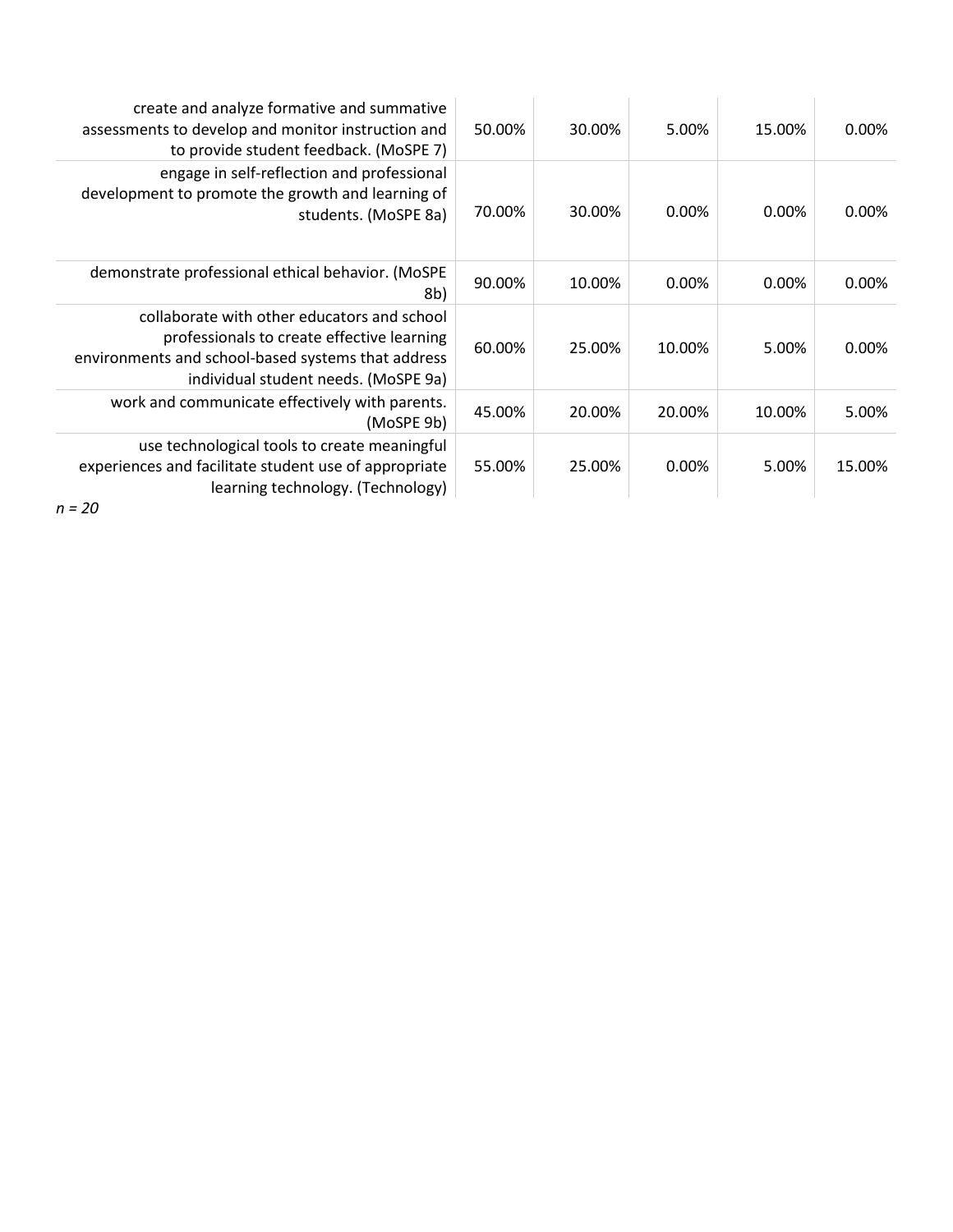| | | | | | |
|---|---|---|---|---|---|
| create and analyze formative and summative assessments to develop and monitor instruction and to provide student feedback. (MoSPE 7) | 50.00% | 30.00% | 5.00% | 15.00% | 0.00% |
| engage in self-reflection and professional development to promote the growth and learning of students. (MoSPE 8a) | 70.00% | 30.00% | 0.00% | 0.00% | 0.00% |
| demonstrate professional ethical behavior. (MoSPE 8b) | 90.00% | 10.00% | 0.00% | 0.00% | 0.00% |
| collaborate with other educators and school professionals to create effective learning environments and school-based systems that address individual student needs. (MoSPE 9a) | 60.00% | 25.00% | 10.00% | 5.00% | 0.00% |
| work and communicate effectively with parents. (MoSPE 9b) | 45.00% | 20.00% | 20.00% | 10.00% | 5.00% |
| use technological tools to create meaningful experiences and facilitate student use of appropriate learning technology. (Technology) | 55.00% | 25.00% | 0.00% | 5.00% | 15.00% |

*n = 20*